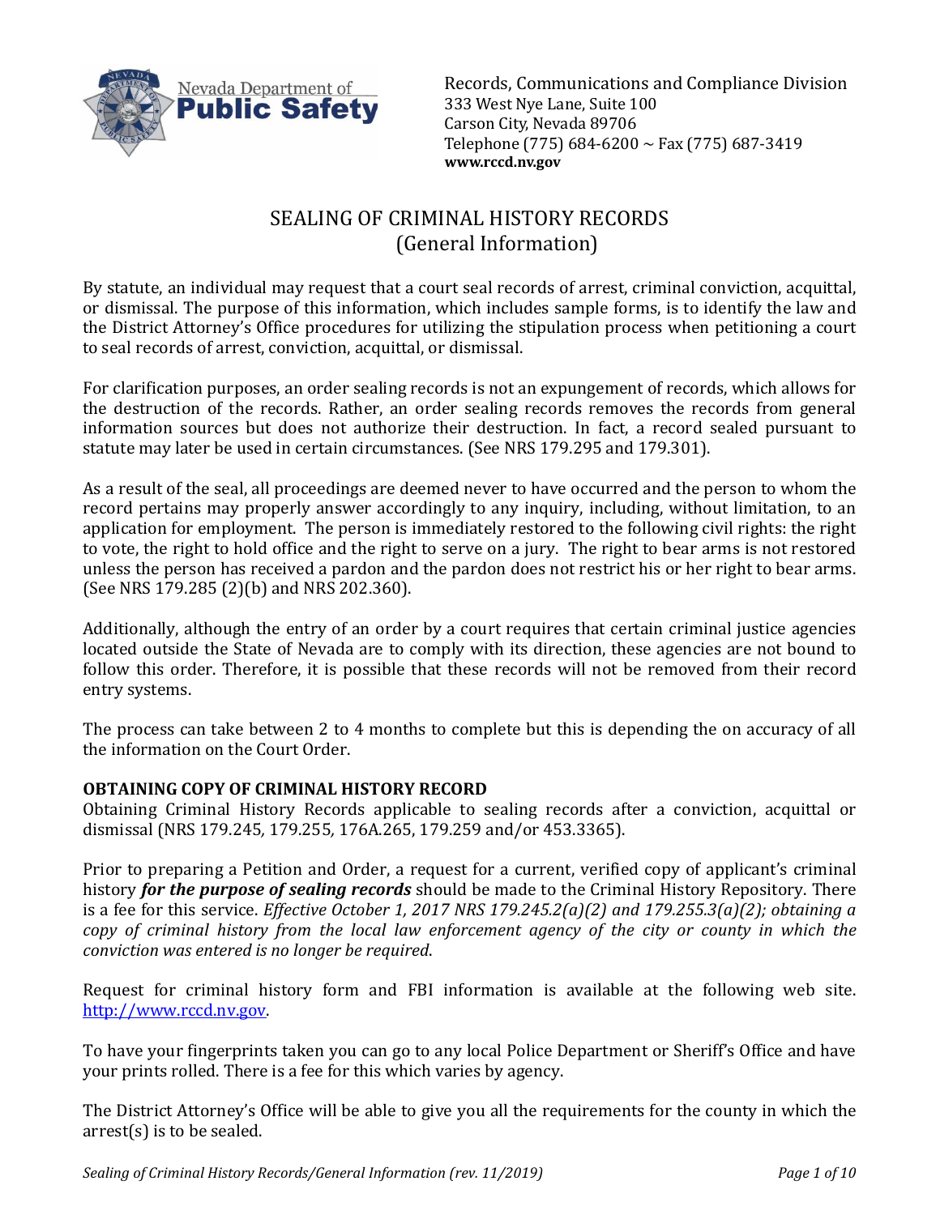Records, Communications and Compliance Division
333 West Nye Lane, Suite 100
Carson City, Nevada 89706
Telephone (775) 684-6200 ~ Fax (775) 687-3419
**www.rccd.nv.gov**

# SEALING OF CRIMINAL HISTORY RECORDS
## (General Information)

By statute, an individual may request that a court seal records of arrest, criminal conviction, acquittal, or dismissal. The purpose of this information, which includes sample forms, is to identify the law and the District Attorney's Office procedures for utilizing the stipulation process when petitioning a court to seal records of arrest, conviction, acquittal, or dismissal.

For clarification purposes, an order sealing records is not an expungement of records, which allows for the destruction of the records. Rather, an order sealing records removes the records from general information sources but does not authorize their destruction. In fact, a record sealed pursuant to statute may later be used in certain circumstances. (See NRS 179.295 and 179.301).

As a result of the seal, all proceedings are deemed never to have occurred and the person to whom the record pertains may properly answer accordingly to any inquiry, including, without limitation, to an application for employment. The person is immediately restored to the following civil rights: the right to vote, the right to hold office and the right to serve on a jury. The right to bear arms is not restored unless the person has received a pardon and the pardon does not restrict his or her right to bear arms. (See NRS 179.285 (2)(b) and NRS 202.360).

Additionally, although the entry of an order by a court requires that certain criminal justice agencies located outside the State of Nevada are to comply with its direction, these agencies are not bound to follow this order. Therefore, it is possible that these records will not be removed from their record entry systems.

The process can take between 2 to 4 months to complete but this is depending the on accuracy of all the information on the Court Order.

**OBTAINING COPY OF CRIMINAL HISTORY RECORD**
Obtaining Criminal History Records applicable to sealing records after a conviction, acquittal or dismissal (NRS 179.245*,* 179.255*,* 176A.265, 179.259 and/or 453.3365).

Prior to preparing a Petition and Order, a request for a current, verified copy of applicant's criminal history ***for the purpose of sealing records*** should be made to the Criminal History Repository. There is a fee for this service. *Effective October 1, 2017 NRS 179.245.2(a)(2) and 179.255.3(a)(2); obtaining a copy of criminal history from the local law enforcement agency of the city or county in which the conviction was entered is no longer be required*.

Request for criminal history form and FBI information is available at the following web site. http://www.rccd.nv.gov.

To have your fingerprints taken you can go to any local Police Department or Sheriff's Office and have your prints rolled. There is a fee for this which varies by agency.

The District Attorney's Office will be able to give you all the requirements for the county in which the arrest(s) is to be sealed.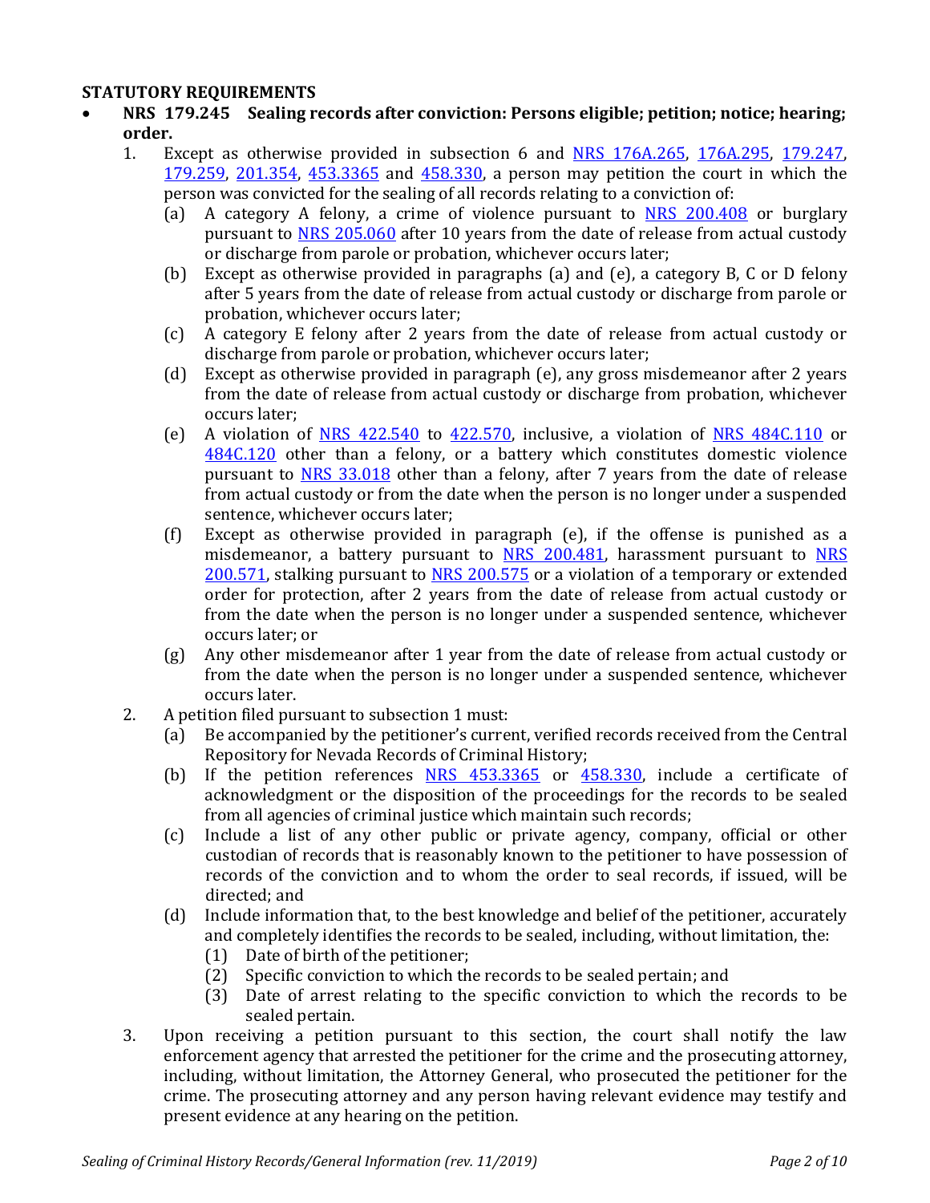## STATUTORY REQUIREMENTS

- **NRS 179.245 Sealing records after conviction: Persons eligible; petition; notice; hearing; order.**
  1. Except as otherwise provided in subsection 6 and NRS 176A.265, 176A.295, 179.247, 179.259, 201.354, 453.3365 and 458.330, a person may petition the court in which the person was convicted for the sealing of all records relating to a conviction of:
     (a) A category A felony, a crime of violence pursuant to NRS 200.408 or burglary pursuant to NRS 205.060 after 10 years from the date of release from actual custody or discharge from parole or probation, whichever occurs later;
     (b) Except as otherwise provided in paragraphs (a) and (e), a category B, C or D felony after 5 years from the date of release from actual custody or discharge from parole or probation, whichever occurs later;
     (c) A category E felony after 2 years from the date of release from actual custody or discharge from parole or probation, whichever occurs later;
     (d) Except as otherwise provided in paragraph (e), any gross misdemeanor after 2 years from the date of release from actual custody or discharge from probation, whichever occurs later;
     (e) A violation of NRS 422.540 to 422.570, inclusive, a violation of NRS 484C.110 or 484C.120 other than a felony, or a battery which constitutes domestic violence pursuant to NRS 33.018 other than a felony, after 7 years from the date of release from actual custody or from the date when the person is no longer under a suspended sentence, whichever occurs later;
     (f) Except as otherwise provided in paragraph (e), if the offense is punished as a misdemeanor, a battery pursuant to NRS 200.481, harassment pursuant to NRS 200.571, stalking pursuant to NRS 200.575 or a violation of a temporary or extended order for protection, after 2 years from the date of release from actual custody or from the date when the person is no longer under a suspended sentence, whichever occurs later; or
     (g) Any other misdemeanor after 1 year from the date of release from actual custody or from the date when the person is no longer under a suspended sentence, whichever occurs later.
  2. A petition filed pursuant to subsection 1 must:
     (a) Be accompanied by the petitioner's current, verified records received from the Central Repository for Nevada Records of Criminal History;
     (b) If the petition references NRS 453.3365 or 458.330, include a certificate of acknowledgment or the disposition of the proceedings for the records to be sealed from all agencies of criminal justice which maintain such records;
     (c) Include a list of any other public or private agency, company, official or other custodian of records that is reasonably known to the petitioner to have possession of records of the conviction and to whom the order to seal records, if issued, will be directed; and
     (d) Include information that, to the best knowledge and belief of the petitioner, accurately and completely identifies the records to be sealed, including, without limitation, the:
        (1) Date of birth of the petitioner;
        (2) Specific conviction to which the records to be sealed pertain; and
        (3) Date of arrest relating to the specific conviction to which the records to be sealed pertain.
  3. Upon receiving a petition pursuant to this section, the court shall notify the law enforcement agency that arrested the petitioner for the crime and the prosecuting attorney, including, without limitation, the Attorney General, who prosecuted the petitioner for the crime. The prosecuting attorney and any person having relevant evidence may testify and present evidence at any hearing on the petition.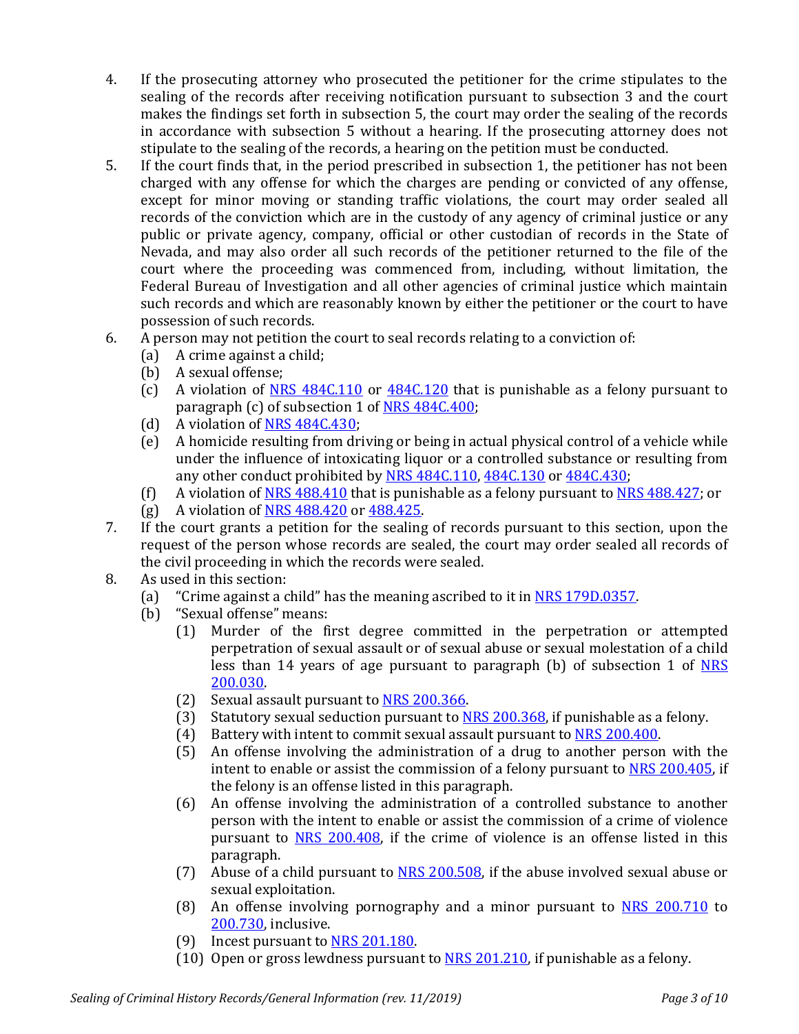4. If the prosecuting attorney who prosecuted the petitioner for the crime stipulates to the sealing of the records after receiving notification pursuant to subsection 3 and the court makes the findings set forth in subsection 5, the court may order the sealing of the records in accordance with subsection 5 without a hearing. If the prosecuting attorney does not stipulate to the sealing of the records, a hearing on the petition must be conducted.
5. If the court finds that, in the period prescribed in subsection 1, the petitioner has not been charged with any offense for which the charges are pending or convicted of any offense, except for minor moving or standing traffic violations, the court may order sealed all records of the conviction which are in the custody of any agency of criminal justice or any public or private agency, company, official or other custodian of records in the State of Nevada, and may also order all such records of the petitioner returned to the file of the court where the proceeding was commenced from, including, without limitation, the Federal Bureau of Investigation and all other agencies of criminal justice which maintain such records and which are reasonably known by either the petitioner or the court to have possession of such records.
6. A person may not petition the court to seal records relating to a conviction of:
   - (a) A crime against a child;
   - (b) A sexual offense;
   - (c) A violation of NRS 484C.110 or 484C.120 that is punishable as a felony pursuant to paragraph (c) of subsection 1 of NRS 484C.400;
   - (d) A violation of NRS 484C.430;
   - (e) A homicide resulting from driving or being in actual physical control of a vehicle while under the influence of intoxicating liquor or a controlled substance or resulting from any other conduct prohibited by NRS 484C.110, 484C.130 or 484C.430;
   - (f) A violation of NRS 488.410 that is punishable as a felony pursuant to NRS 488.427; or
   - (g) A violation of NRS 488.420 or 488.425.
7. If the court grants a petition for the sealing of records pursuant to this section, upon the request of the person whose records are sealed, the court may order sealed all records of the civil proceeding in which the records were sealed.
8. As used in this section:
   - (a) "Crime against a child" has the meaning ascribed to it in NRS 179D.0357.
   - (b) "Sexual offense" means:
     - (1) Murder of the first degree committed in the perpetration or attempted perpetration of sexual assault or of sexual abuse or sexual molestation of a child less than 14 years of age pursuant to paragraph (b) of subsection 1 of NRS 200.030.
     - (2) Sexual assault pursuant to NRS 200.366.
     - (3) Statutory sexual seduction pursuant to NRS 200.368, if punishable as a felony.
     - (4) Battery with intent to commit sexual assault pursuant to NRS 200.400.
     - (5) An offense involving the administration of a drug to another person with the intent to enable or assist the commission of a felony pursuant to NRS 200.405, if the felony is an offense listed in this paragraph.
     - (6) An offense involving the administration of a controlled substance to another person with the intent to enable or assist the commission of a crime of violence pursuant to NRS 200.408, if the crime of violence is an offense listed in this paragraph.
     - (7) Abuse of a child pursuant to NRS 200.508, if the abuse involved sexual abuse or sexual exploitation.
     - (8) An offense involving pornography and a minor pursuant to NRS 200.710 to 200.730, inclusive.
     - (9) Incest pursuant to NRS 201.180.
     - (10) Open or gross lewdness pursuant to NRS 201.210, if punishable as a felony.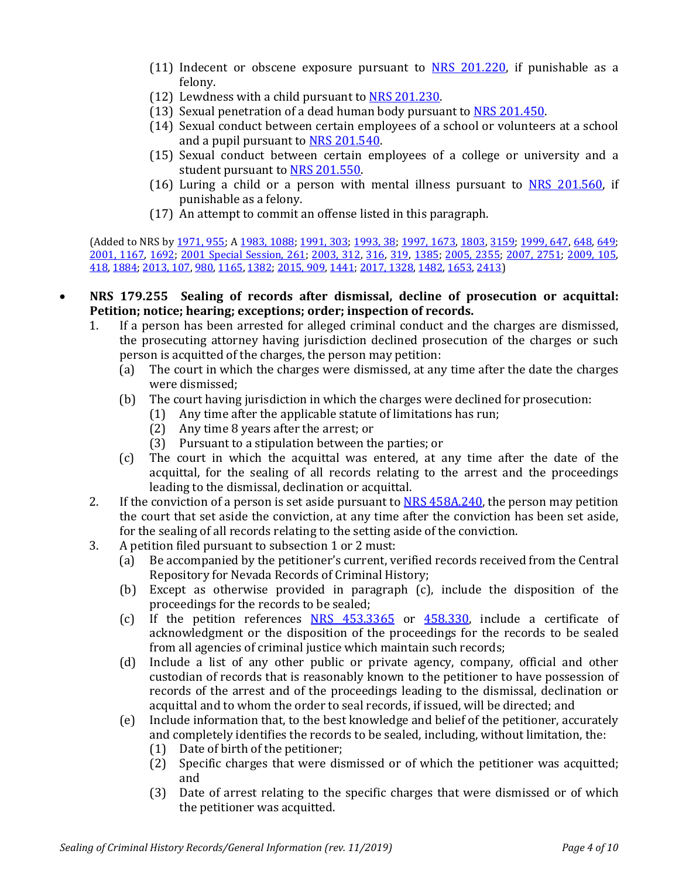(11) Indecent or obscene exposure pursuant to NRS 201.220, if punishable as a felony.
(12) Lewdness with a child pursuant to NRS 201.230.
(13) Sexual penetration of a dead human body pursuant to NRS 201.450.
(14) Sexual conduct between certain employees of a school or volunteers at a school and a pupil pursuant to NRS 201.540.
(15) Sexual conduct between certain employees of a college or university and a student pursuant to NRS 201.550.
(16) Luring a child or a person with mental illness pursuant to NRS 201.560, if punishable as a felony.
(17) An attempt to commit an offense listed in this paragraph.

(Added to NRS by 1971, 955; A 1983, 1088; 1991, 303; 1993, 38; 1997, 1673, 1803, 3159; 1999, 647, 648, 649; 2001, 1167, 1692; 2001 Special Session, 261; 2003, 312, 316, 319, 1385; 2005, 2355; 2007, 2751; 2009, 105, 418, 1884; 2013, 107, 980, 1165, 1382; 2015, 909, 1441; 2017, 1328, 1482, 1653, 2413)

- **NRS 179.255 Sealing of records after dismissal, decline of prosecution or acquittal: Petition; notice; hearing; exceptions; order; inspection of records.**

1. If a person has been arrested for alleged criminal conduct and the charges are dismissed, the prosecuting attorney having jurisdiction declined prosecution of the charges or such person is acquitted of the charges, the person may petition:
   (a) The court in which the charges were dismissed, at any time after the date the charges were dismissed;
   (b) The court having jurisdiction in which the charges were declined for prosecution:
      (1) Any time after the applicable statute of limitations has run;
      (2) Any time 8 years after the arrest; or
      (3) Pursuant to a stipulation between the parties; or
   (c) The court in which the acquittal was entered, at any time after the date of the acquittal, for the sealing of all records relating to the arrest and the proceedings leading to the dismissal, declination or acquittal.
2. If the conviction of a person is set aside pursuant to NRS 458A.240, the person may petition the court that set aside the conviction, at any time after the conviction has been set aside, for the sealing of all records relating to the setting aside of the conviction.
3. A petition filed pursuant to subsection 1 or 2 must:
   (a) Be accompanied by the petitioner's current, verified records received from the Central Repository for Nevada Records of Criminal History;
   (b) Except as otherwise provided in paragraph (c), include the disposition of the proceedings for the records to be sealed;
   (c) If the petition references NRS 453.3365 or 458.330, include a certificate of acknowledgment or the disposition of the proceedings for the records to be sealed from all agencies of criminal justice which maintain such records;
   (d) Include a list of any other public or private agency, company, official and other custodian of records that is reasonably known to the petitioner to have possession of records of the arrest and of the proceedings leading to the dismissal, declination or acquittal and to whom the order to seal records, if issued, will be directed; and
   (e) Include information that, to the best knowledge and belief of the petitioner, accurately and completely identifies the records to be sealed, including, without limitation, the:
      (1) Date of birth of the petitioner;
      (2) Specific charges that were dismissed or of which the petitioner was acquitted; and
      (3) Date of arrest relating to the specific charges that were dismissed or of which the petitioner was acquitted.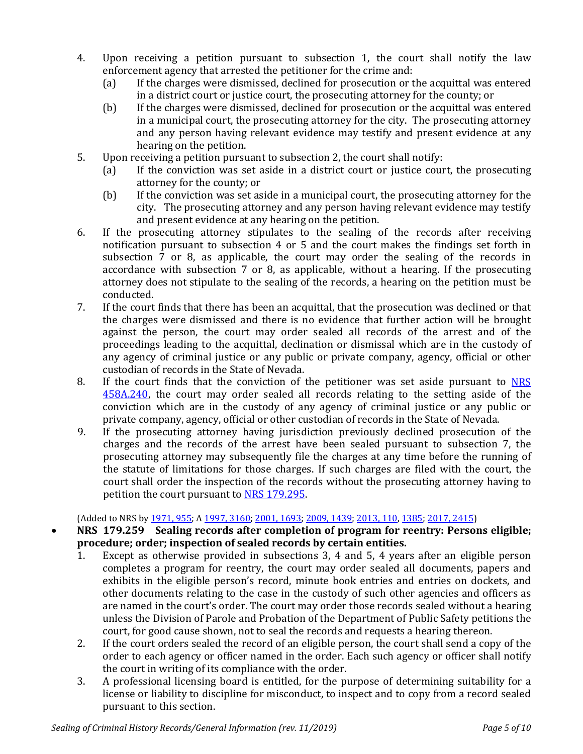4. Upon receiving a petition pursuant to subsection 1, the court shall notify the law enforcement agency that arrested the petitioner for the crime and:
   (a) If the charges were dismissed, declined for prosecution or the acquittal was entered in a district court or justice court, the prosecuting attorney for the county; or
   (b) If the charges were dismissed, declined for prosecution or the acquittal was entered in a municipal court, the prosecuting attorney for the city. The prosecuting attorney and any person having relevant evidence may testify and present evidence at any hearing on the petition.
5. Upon receiving a petition pursuant to subsection 2, the court shall notify:
   (a) If the conviction was set aside in a district court or justice court, the prosecuting attorney for the county; or
   (b) If the conviction was set aside in a municipal court, the prosecuting attorney for the city. The prosecuting attorney and any person having relevant evidence may testify and present evidence at any hearing on the petition.
6. If the prosecuting attorney stipulates to the sealing of the records after receiving notification pursuant to subsection 4 or 5 and the court makes the findings set forth in subsection 7 or 8, as applicable, the court may order the sealing of the records in accordance with subsection 7 or 8, as applicable, without a hearing. If the prosecuting attorney does not stipulate to the sealing of the records, a hearing on the petition must be conducted.
7. If the court finds that there has been an acquittal, that the prosecution was declined or that the charges were dismissed and there is no evidence that further action will be brought against the person, the court may order sealed all records of the arrest and of the proceedings leading to the acquittal, declination or dismissal which are in the custody of any agency of criminal justice or any public or private company, agency, official or other custodian of records in the State of Nevada.
8. If the court finds that the conviction of the petitioner was set aside pursuant to NRS 458A.240, the court may order sealed all records relating to the setting aside of the conviction which are in the custody of any agency of criminal justice or any public or private company, agency, official or other custodian of records in the State of Nevada.
9. If the prosecuting attorney having jurisdiction previously declined prosecution of the charges and the records of the arrest have been sealed pursuant to subsection 7, the prosecuting attorney may subsequently file the charges at any time before the running of the statute of limitations for those charges. If such charges are filed with the court, the court shall order the inspection of the records without the prosecuting attorney having to petition the court pursuant to NRS 179.295.

(Added to NRS by 1971, 955; A 1997, 3160; 2001, 1693; 2009, 1439; 2013, 110, 1385; 2017, 2415)

- **NRS 179.259 Sealing records after completion of program for reentry: Persons eligible; procedure; order; inspection of sealed records by certain entities.**
  1. Except as otherwise provided in subsections 3, 4 and 5, 4 years after an eligible person completes a program for reentry, the court may order sealed all documents, papers and exhibits in the eligible person's record, minute book entries and entries on dockets, and other documents relating to the case in the custody of such other agencies and officers as are named in the court's order. The court may order those records sealed without a hearing unless the Division of Parole and Probation of the Department of Public Safety petitions the court, for good cause shown, not to seal the records and requests a hearing thereon.
  2. If the court orders sealed the record of an eligible person, the court shall send a copy of the order to each agency or officer named in the order. Each such agency or officer shall notify the court in writing of its compliance with the order.
  3. A professional licensing board is entitled, for the purpose of determining suitability for a license or liability to discipline for misconduct, to inspect and to copy from a record sealed pursuant to this section.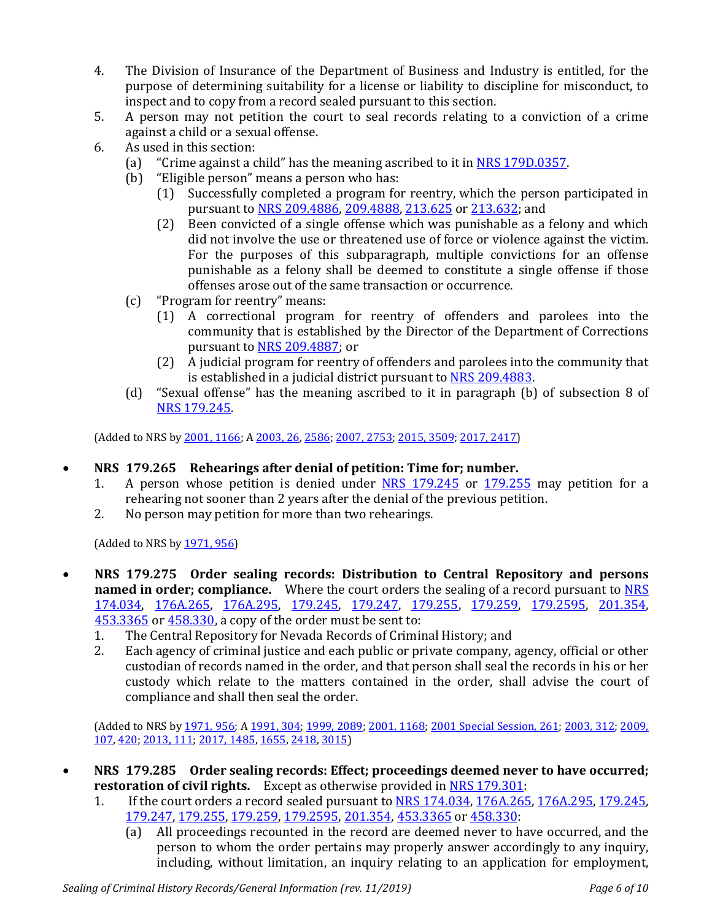4. The Division of Insurance of the Department of Business and Industry is entitled, for the purpose of determining suitability for a license or liability to discipline for misconduct, to inspect and to copy from a record sealed pursuant to this section.
5. A person may not petition the court to seal records relating to a conviction of a crime against a child or a sexual offense.
6. As used in this section:
   (a) "Crime against a child" has the meaning ascribed to it in NRS 179D.0357.
   (b) "Eligible person" means a person who has:
      (1) Successfully completed a program for reentry, which the person participated in pursuant to NRS 209.4886, 209.4888, 213.625 or 213.632; and
      (2) Been convicted of a single offense which was punishable as a felony and which did not involve the use or threatened use of force or violence against the victim. For the purposes of this subparagraph, multiple convictions for an offense punishable as a felony shall be deemed to constitute a single offense if those offenses arose out of the same transaction or occurrence.
   (c) "Program for reentry" means:
      (1) A correctional program for reentry of offenders and parolees into the community that is established by the Director of the Department of Corrections pursuant to NRS 209.4887; or
      (2) A judicial program for reentry of offenders and parolees into the community that is established in a judicial district pursuant to NRS 209.4883.
   (d) "Sexual offense" has the meaning ascribed to it in paragraph (b) of subsection 8 of NRS 179.245.

(Added to NRS by 2001, 1166; A 2003, 26, 2586; 2007, 2753; 2015, 3509; 2017, 2417)

- **NRS 179.265 Rehearings after denial of petition: Time for; number.**
  1. A person whose petition is denied under NRS 179.245 or 179.255 may petition for a rehearing not sooner than 2 years after the denial of the previous petition.
  2. No person may petition for more than two rehearings.

(Added to NRS by 1971, 956)

- **NRS 179.275 Order sealing records: Distribution to Central Repository and persons named in order; compliance.** Where the court orders the sealing of a record pursuant to NRS 174.034, 176A.265, 176A.295, 179.245, 179.247, 179.255, 179.259, 179.2595, 201.354, 453.3365 or 458.330, a copy of the order must be sent to:
  1. The Central Repository for Nevada Records of Criminal History; and
  2. Each agency of criminal justice and each public or private company, agency, official or other custodian of records named in the order, and that person shall seal the records in his or her custody which relate to the matters contained in the order, shall advise the court of compliance and shall then seal the order.

(Added to NRS by 1971, 956; A 1991, 304; 1999, 2089; 2001, 1168; 2001 Special Session, 261; 2003, 312; 2009, 107, 420; 2013, 111; 2017, 1485, 1655, 2418, 3015)

- **NRS 179.285 Order sealing records: Effect; proceedings deemed never to have occurred; restoration of civil rights.** Except as otherwise provided in NRS 179.301:
  1. If the court orders a record sealed pursuant to NRS 174.034, 176A.265, 176A.295, 179.245, 179.247, 179.255, 179.259, 179.2595, 201.354, 453.3365 or 458.330:
     (a) All proceedings recounted in the record are deemed never to have occurred, and the person to whom the order pertains may properly answer accordingly to any inquiry, including, without limitation, an inquiry relating to an application for employment,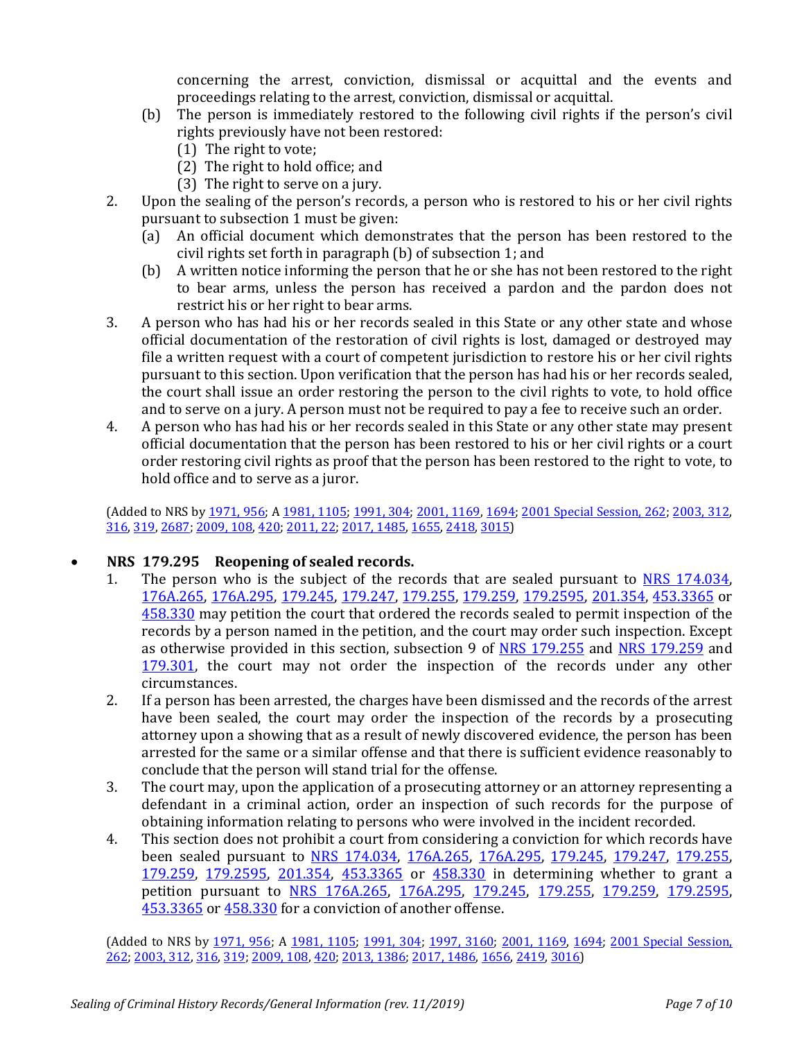concerning the arrest, conviction, dismissal or acquittal and the events and proceedings relating to the arrest, conviction, dismissal or acquittal.

  (b) The person is immediately restored to the following civil rights if the person's civil rights previously have not been restored:
    (1) The right to vote;
    (2) The right to hold office; and
    (3) The right to serve on a jury.

2. Upon the sealing of the person's records, a person who is restored to his or her civil rights pursuant to subsection 1 must be given:
  (a) An official document which demonstrates that the person has been restored to the civil rights set forth in paragraph (b) of subsection 1; and
  (b) A written notice informing the person that he or she has not been restored to the right to bear arms, unless the person has received a pardon and the pardon does not restrict his or her right to bear arms.

3. A person who has had his or her records sealed in this State or any other state and whose official documentation of the restoration of civil rights is lost, damaged or destroyed may file a written request with a court of competent jurisdiction to restore his or her civil rights pursuant to this section. Upon verification that the person has had his or her records sealed, the court shall issue an order restoring the person to the civil rights to vote, to hold office and to serve on a jury. A person must not be required to pay a fee to receive such an order.

4. A person who has had his or her records sealed in this State or any other state may present official documentation that the person has been restored to his or her civil rights or a court order restoring civil rights as proof that the person has been restored to the right to vote, to hold office and to serve as a juror.

(Added to NRS by 1971, 956; A 1981, 1105; 1991, 304; 2001, 1169, 1694; 2001 Special Session, 262; 2003, 312, 316, 319, 2687; 2009, 108, 420; 2011, 22; 2017, 1485, 1655, 2418, 3015)

- **NRS 179.295 Reopening of sealed records.**

1. The person who is the subject of the records that are sealed pursuant to NRS 174.034, 176A.265, 176A.295, 179.245, 179.247, 179.255, 179.259, 179.2595, 201.354, 453.3365 or 458.330 may petition the court that ordered the records sealed to permit inspection of the records by a person named in the petition, and the court may order such inspection. Except as otherwise provided in this section, subsection 9 of NRS 179.255 and NRS 179.259 and 179.301, the court may not order the inspection of the records under any other circumstances.

2. If a person has been arrested, the charges have been dismissed and the records of the arrest have been sealed, the court may order the inspection of the records by a prosecuting attorney upon a showing that as a result of newly discovered evidence, the person has been arrested for the same or a similar offense and that there is sufficient evidence reasonably to conclude that the person will stand trial for the offense.

3. The court may, upon the application of a prosecuting attorney or an attorney representing a defendant in a criminal action, order an inspection of such records for the purpose of obtaining information relating to persons who were involved in the incident recorded.

4. This section does not prohibit a court from considering a conviction for which records have been sealed pursuant to NRS 174.034, 176A.265, 176A.295, 179.245, 179.247, 179.255, 179.259, 179.2595, 201.354, 453.3365 or 458.330 in determining whether to grant a petition pursuant to NRS 176A.265, 176A.295, 179.245, 179.255, 179.259, 179.2595, 453.3365 or 458.330 for a conviction of another offense.

(Added to NRS by 1971, 956; A 1981, 1105; 1991, 304; 1997, 3160; 2001, 1169, 1694; 2001 Special Session, 262; 2003, 312, 316, 319; 2009, 108, 420; 2013, 1386; 2017, 1486, 1656, 2419, 3016)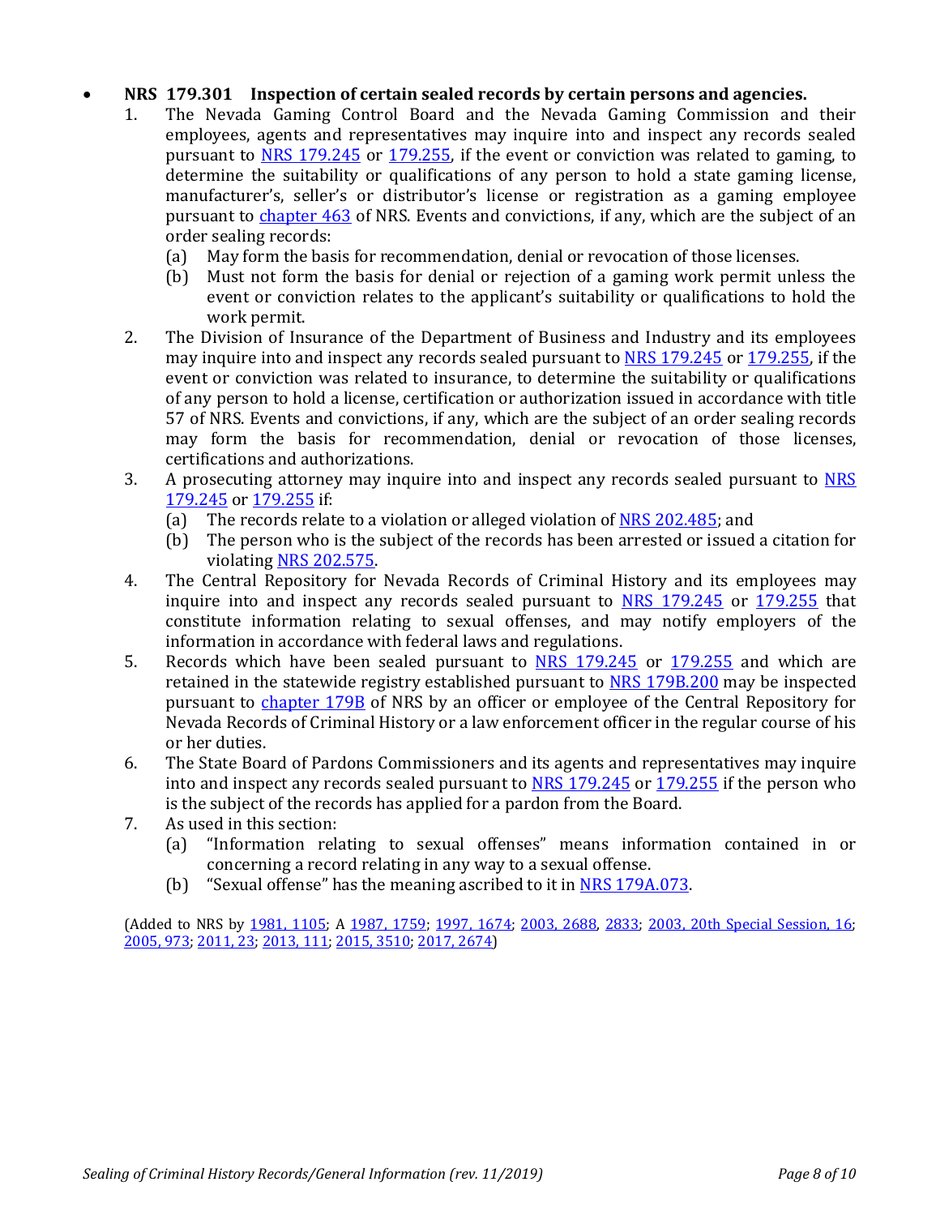- **NRS 179.301 Inspection of certain sealed records by certain persons and agencies.**
  1. The Nevada Gaming Control Board and the Nevada Gaming Commission and their employees, agents and representatives may inquire into and inspect any records sealed pursuant to NRS 179.245 or 179.255, if the event or conviction was related to gaming, to determine the suitability or qualifications of any person to hold a state gaming license, manufacturer's, seller's or distributor's license or registration as a gaming employee pursuant to chapter 463 of NRS. Events and convictions, if any, which are the subject of an order sealing records:
     - (a) May form the basis for recommendation, denial or revocation of those licenses.
     - (b) Must not form the basis for denial or rejection of a gaming work permit unless the event or conviction relates to the applicant's suitability or qualifications to hold the work permit.
  2. The Division of Insurance of the Department of Business and Industry and its employees may inquire into and inspect any records sealed pursuant to NRS 179.245 or 179.255, if the event or conviction was related to insurance, to determine the suitability or qualifications of any person to hold a license, certification or authorization issued in accordance with title 57 of NRS. Events and convictions, if any, which are the subject of an order sealing records may form the basis for recommendation, denial or revocation of those licenses, certifications and authorizations.
  3. A prosecuting attorney may inquire into and inspect any records sealed pursuant to NRS 179.245 or 179.255 if:
     - (a) The records relate to a violation or alleged violation of NRS 202.485; and
     - (b) The person who is the subject of the records has been arrested or issued a citation for violating NRS 202.575.
  4. The Central Repository for Nevada Records of Criminal History and its employees may inquire into and inspect any records sealed pursuant to NRS 179.245 or 179.255 that constitute information relating to sexual offenses, and may notify employers of the information in accordance with federal laws and regulations.
  5. Records which have been sealed pursuant to NRS 179.245 or 179.255 and which are retained in the statewide registry established pursuant to NRS 179B.200 may be inspected pursuant to chapter 179B of NRS by an officer or employee of the Central Repository for Nevada Records of Criminal History or a law enforcement officer in the regular course of his or her duties.
  6. The State Board of Pardons Commissioners and its agents and representatives may inquire into and inspect any records sealed pursuant to NRS 179.245 or 179.255 if the person who is the subject of the records has applied for a pardon from the Board.
  7. As used in this section:
     - (a) "Information relating to sexual offenses" means information contained in or concerning a record relating in any way to a sexual offense.
     - (b) "Sexual offense" has the meaning ascribed to it in NRS 179A.073.

(Added to NRS by 1981, 1105; A 1987, 1759; 1997, 1674; 2003, 2688, 2833; 2003, 20th Special Session, 16; 2005, 973; 2011, 23; 2013, 111; 2015, 3510; 2017, 2674)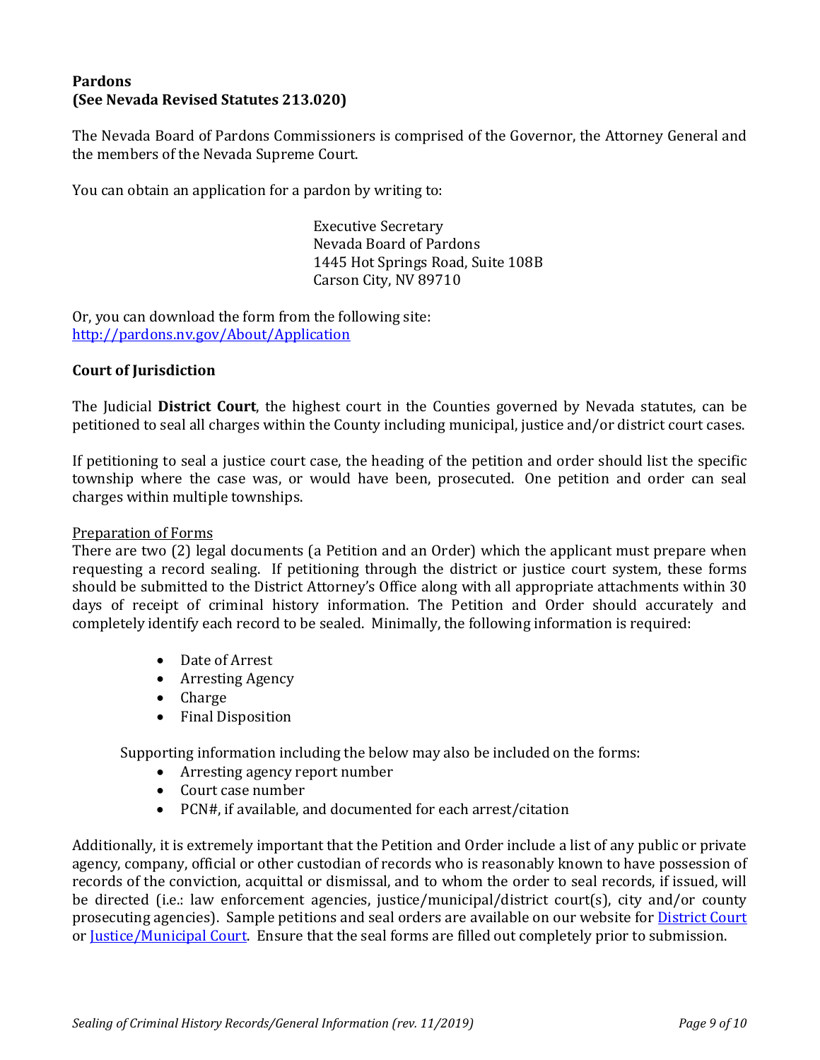**Pardons**
**(See Nevada Revised Statutes 213.020)**

The Nevada Board of Pardons Commissioners is comprised of the Governor, the Attorney General and the members of the Nevada Supreme Court.

You can obtain an application for a pardon by writing to:

> Executive Secretary
> Nevada Board of Pardons
> 1445 Hot Springs Road, Suite 108B
> Carson City, NV 89710

Or, you can download the form from the following site:
[http://pardons.nv.gov/About/Application](http://pardons.nv.gov/About/Application)

**Court of Jurisdiction**

The Judicial **District Court**, the highest court in the Counties governed by Nevada statutes, can be petitioned to seal all charges within the County including municipal, justice and/or district court cases.

If petitioning to seal a justice court case, the heading of the petition and order should list the specific township where the case was, or would have been, prosecuted. One petition and order can seal charges within multiple townships.

<u>Preparation of Forms</u>
There are two (2) legal documents (a Petition and an Order) which the applicant must prepare when requesting a record sealing. If petitioning through the district or justice court system, these forms should be submitted to the District Attorney's Office along with all appropriate attachments within 30 days of receipt of criminal history information. The Petition and Order should accurately and completely identify each record to be sealed. Minimally, the following information is required:

- Date of Arrest
- Arresting Agency
- Charge
- Final Disposition

Supporting information including the below may also be included on the forms:

- Arresting agency report number
- Court case number
- PCN#, if available, and documented for each arrest/citation

Additionally, it is extremely important that the Petition and Order include a list of any public or private agency, company, official or other custodian of records who is reasonably known to have possession of records of the conviction, acquittal or dismissal, and to whom the order to seal records, if issued, will be directed (i.e.: law enforcement agencies, justice/municipal/district court(s), city and/or county prosecuting agencies). Sample petitions and seal orders are available on our website for District Court or Justice/Municipal Court. Ensure that the seal forms are filled out completely prior to submission.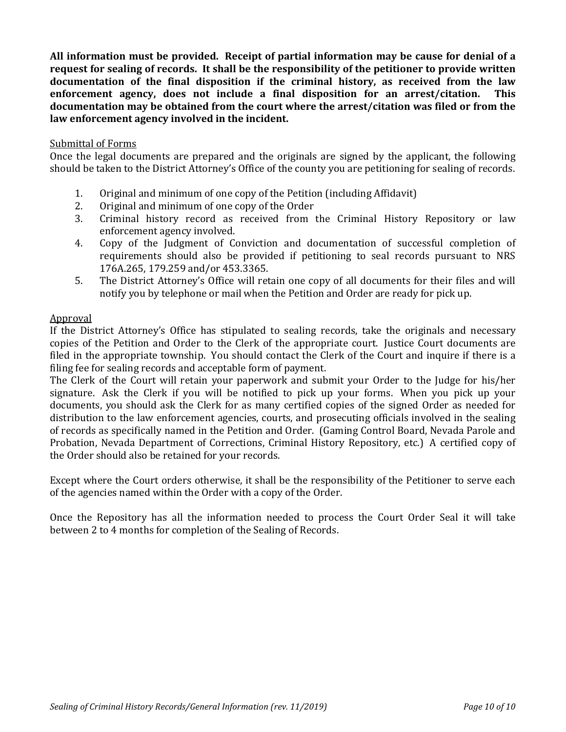**All information must be provided. Receipt of partial information may be cause for denial of a request for sealing of records. It shall be the responsibility of the petitioner to provide written documentation of the final disposition if the criminal history, as received from the law enforcement agency, does not include a final disposition for an arrest/citation. This documentation may be obtained from the court where the arrest/citation was filed or from the law enforcement agency involved in the incident.**

Submittal of Forms

Once the legal documents are prepared and the originals are signed by the applicant, the following should be taken to the District Attorney's Office of the county you are petitioning for sealing of records.

1. Original and minimum of one copy of the Petition (including Affidavit)
2. Original and minimum of one copy of the Order
3. Criminal history record as received from the Criminal History Repository or law enforcement agency involved.
4. Copy of the Judgment of Conviction and documentation of successful completion of requirements should also be provided if petitioning to seal records pursuant to NRS 176A.265, 179.259 and/or 453.3365.
5. The District Attorney's Office will retain one copy of all documents for their files and will notify you by telephone or mail when the Petition and Order are ready for pick up.

Approval

If the District Attorney's Office has stipulated to sealing records, take the originals and necessary copies of the Petition and Order to the Clerk of the appropriate court. Justice Court documents are filed in the appropriate township. You should contact the Clerk of the Court and inquire if there is a filing fee for sealing records and acceptable form of payment.

The Clerk of the Court will retain your paperwork and submit your Order to the Judge for his/her signature. Ask the Clerk if you will be notified to pick up your forms. When you pick up your documents, you should ask the Clerk for as many certified copies of the signed Order as needed for distribution to the law enforcement agencies, courts, and prosecuting officials involved in the sealing of records as specifically named in the Petition and Order. (Gaming Control Board, Nevada Parole and Probation, Nevada Department of Corrections, Criminal History Repository, etc.) A certified copy of the Order should also be retained for your records.

Except where the Court orders otherwise, it shall be the responsibility of the Petitioner to serve each of the agencies named within the Order with a copy of the Order.

Once the Repository has all the information needed to process the Court Order Seal it will take between 2 to 4 months for completion of the Sealing of Records.